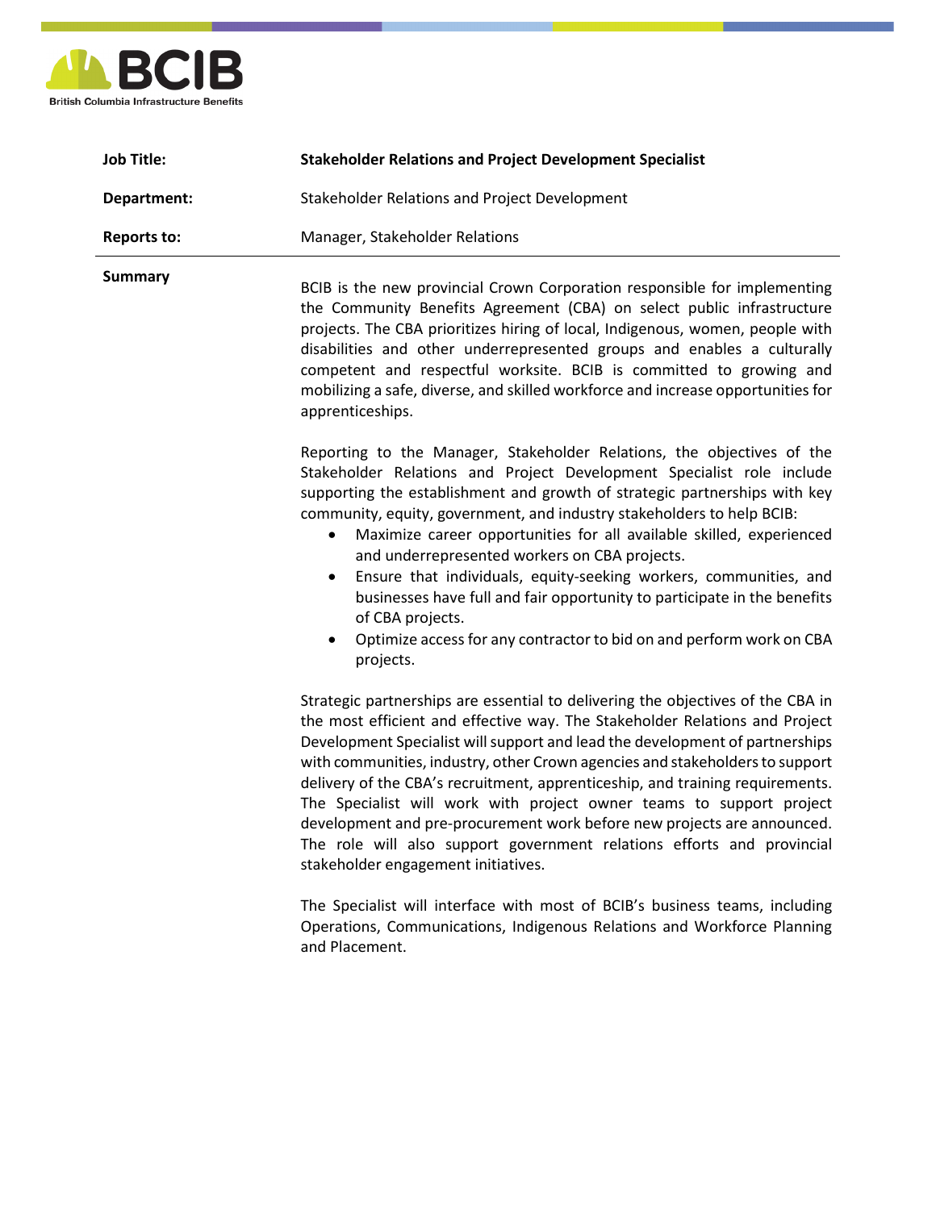BCIB

British Columbia Infrastructure Benefits

| | |
|---|---|
| **Job Title:** | **Stakeholder Relations and Project Development Specialist** |
| **Department:** | Stakeholder Relations and Project Development |
| **Reports to:** | Manager, Stakeholder Relations |

**Summary**

BCIB is the new provincial Crown Corporation responsible for implementing the Community Benefits Agreement (CBA) on select public infrastructure projects. The CBA prioritizes hiring of local, Indigenous, women, people with disabilities and other underrepresented groups and enables a culturally competent and respectful worksite. BCIB is committed to growing and mobilizing a safe, diverse, and skilled workforce and increase opportunities for apprenticeships.

Reporting to the Manager, Stakeholder Relations, the objectives of the Stakeholder Relations and Project Development Specialist role include supporting the establishment and growth of strategic partnerships with key community, equity, government, and industry stakeholders to help BCIB:

- Maximize career opportunities for all available skilled, experienced and underrepresented workers on CBA projects.
- Ensure that individuals, equity-seeking workers, communities, and businesses have full and fair opportunity to participate in the benefits of CBA projects.
- Optimize access for any contractor to bid on and perform work on CBA projects.

Strategic partnerships are essential to delivering the objectives of the CBA in the most efficient and effective way. The Stakeholder Relations and Project Development Specialist will support and lead the development of partnerships with communities, industry, other Crown agencies and stakeholders to support delivery of the CBA's recruitment, apprenticeship, and training requirements. The Specialist will work with project owner teams to support project development and pre-procurement work before new projects are announced. The role will also support government relations efforts and provincial stakeholder engagement initiatives.

The Specialist will interface with most of BCIB's business teams, including Operations, Communications, Indigenous Relations and Workforce Planning and Placement.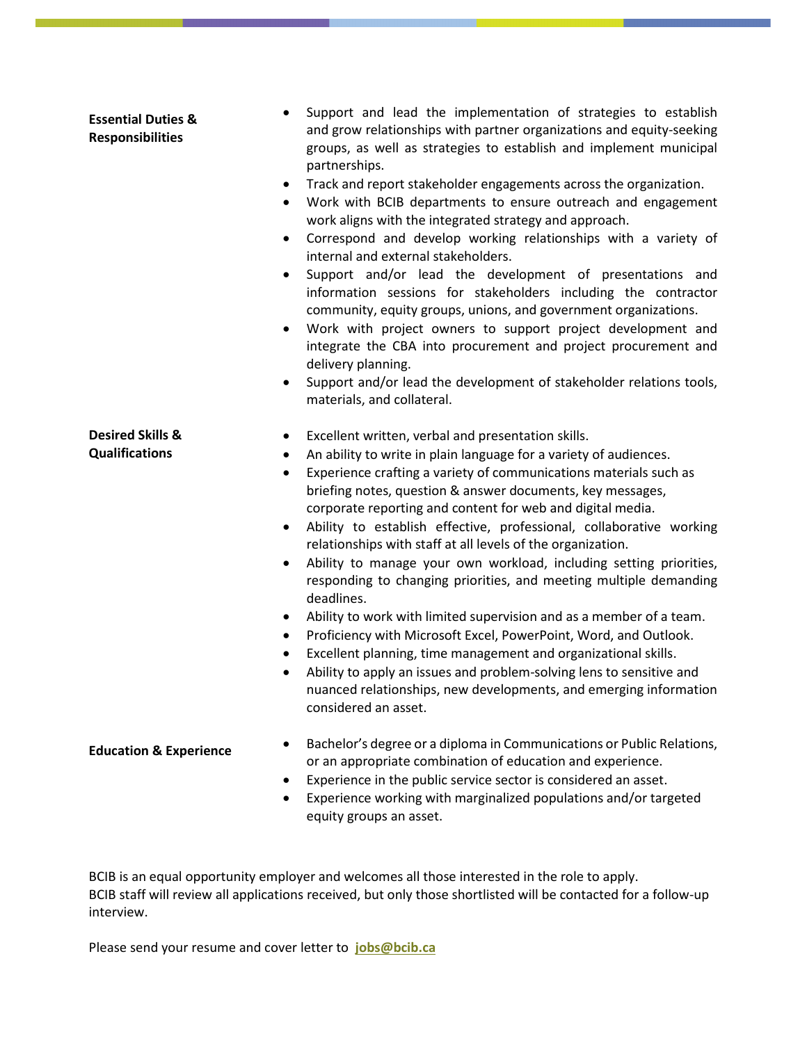**Essential Duties & Responsibilities**

- Support and lead the implementation of strategies to establish and grow relationships with partner organizations and equity-seeking groups, as well as strategies to establish and implement municipal partnerships.
- Track and report stakeholder engagements across the organization.
- Work with BCIB departments to ensure outreach and engagement work aligns with the integrated strategy and approach.
- Correspond and develop working relationships with a variety of internal and external stakeholders.
- Support and/or lead the development of presentations and information sessions for stakeholders including the contractor community, equity groups, unions, and government organizations.
- Work with project owners to support project development and integrate the CBA into procurement and project procurement and delivery planning.
- Support and/or lead the development of stakeholder relations tools, materials, and collateral.

**Desired Skills & Qualifications**

- Excellent written, verbal and presentation skills.
- An ability to write in plain language for a variety of audiences.
- Experience crafting a variety of communications materials such as briefing notes, question & answer documents, key messages, corporate reporting and content for web and digital media.
- Ability to establish effective, professional, collaborative working relationships with staff at all levels of the organization.
- Ability to manage your own workload, including setting priorities, responding to changing priorities, and meeting multiple demanding deadlines.
- Ability to work with limited supervision and as a member of a team.
- Proficiency with Microsoft Excel, PowerPoint, Word, and Outlook.
- Excellent planning, time management and organizational skills.
- Ability to apply an issues and problem-solving lens to sensitive and nuanced relationships, new developments, and emerging information considered an asset.

**Education & Experience**

- Bachelor's degree or a diploma in Communications or Public Relations, or an appropriate combination of education and experience.
- Experience in the public service sector is considered an asset.
- Experience working with marginalized populations and/or targeted equity groups an asset.

BCIB is an equal opportunity employer and welcomes all those interested in the role to apply.
BCIB staff will review all applications received, but only those shortlisted will be contacted for a follow-up interview.

Please send your resume and cover letter to **jobs@bcib.ca**